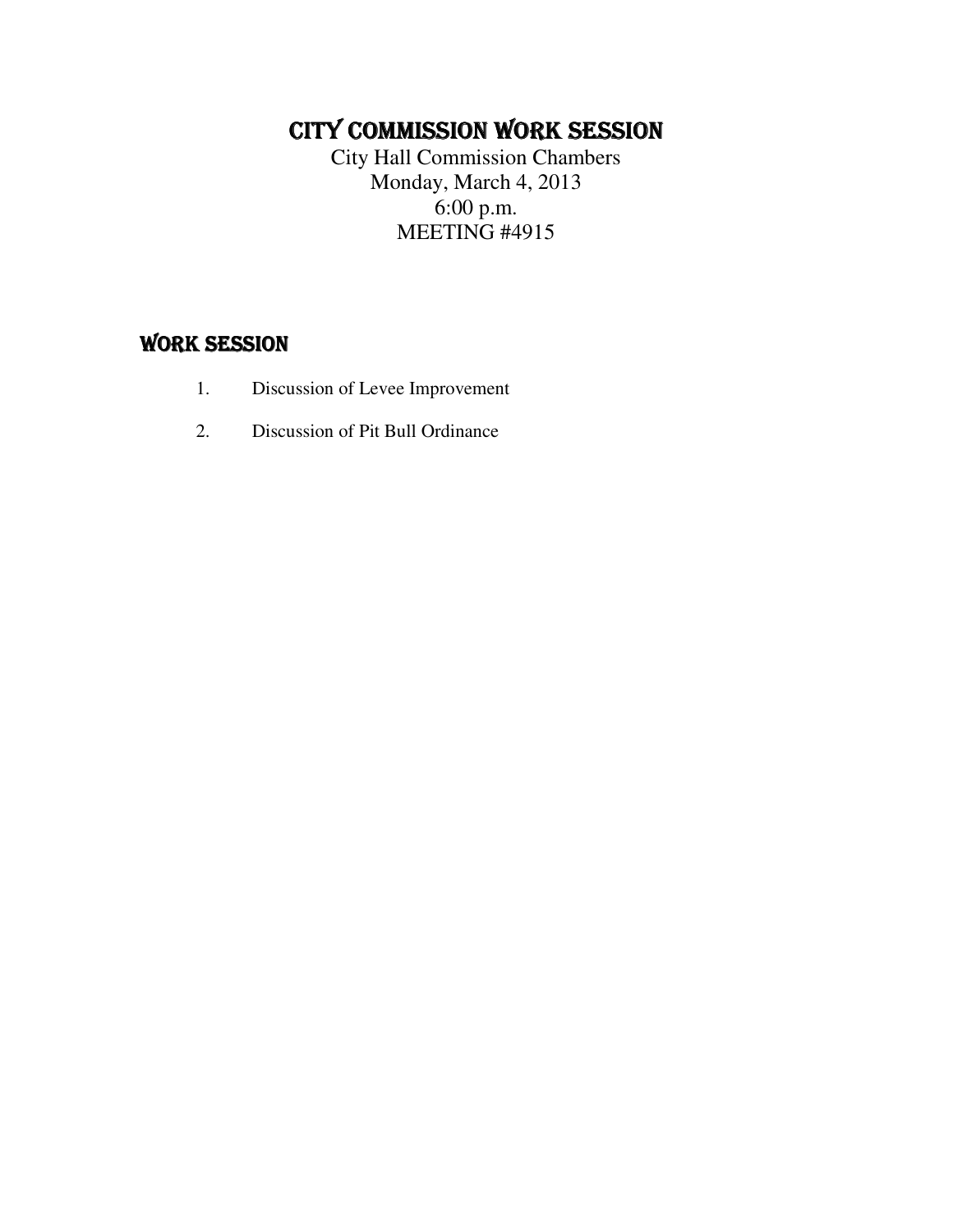# CITY COMMISSION WORK SESSION

City Hall Commission Chambers
Monday, March 4, 2013
6:00 p.m.
MEETING #4915

## WORK SESSION

1. Discussion of Levee Improvement
2. Discussion of Pit Bull Ordinance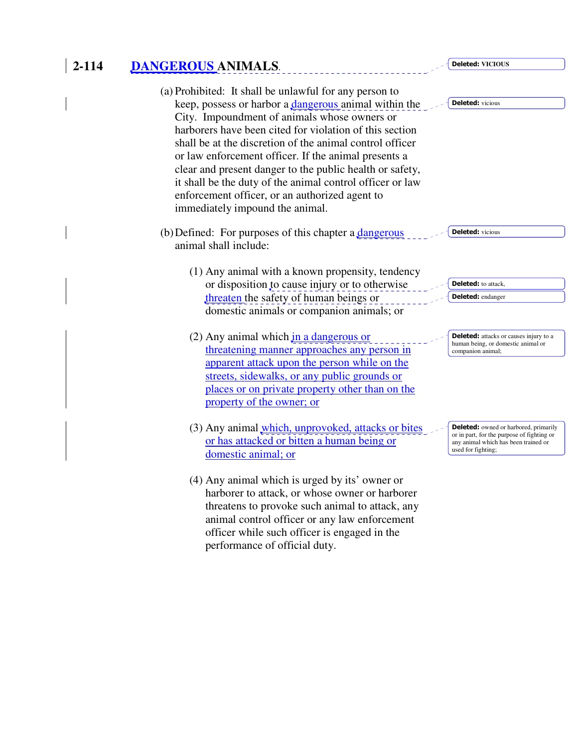## 2-114 DANGEROUS ANIMALS.

Deleted: VICIOUS

(a) Prohibited: It shall be unlawful for any person to keep, possess or harbor a dangerous animal within the City. Impoundment of animals whose owners or harborers have been cited for violation of this section shall be at the discretion of the animal control officer or law enforcement officer. If the animal presents a clear and present danger to the public health or safety, it shall be the duty of the animal control officer or law enforcement officer, or an authorized agent to immediately impound the animal.

Deleted: vicious

(b) Defined: For purposes of this chapter a dangerous animal shall include:

Deleted: vicious

(1) Any animal with a known propensity, tendency or disposition to cause injury or to otherwise threaten the safety of human beings or domestic animals or companion animals; or

Deleted: to attack,

Deleted: endanger

(2) Any animal which in a dangerous or threatening manner approaches any person in apparent attack upon the person while on the streets, sidewalks, or any public grounds or places or on private property other than on the property of the owner; or

Deleted: attacks or causes injury to a human being, or domestic animal or companion animal;

(3) Any animal which, unprovoked, attacks or bites or has attacked or bitten a human being or domestic animal; or

Deleted: owned or harbored, primarily or in part, for the purpose of fighting or any animal which has been trained or used for fighting;

(4) Any animal which is urged by its' owner or harborer to attack, or whose owner or harborer threatens to provoke such animal to attack, any animal control officer or any law enforcement officer while such officer is engaged in the performance of official duty.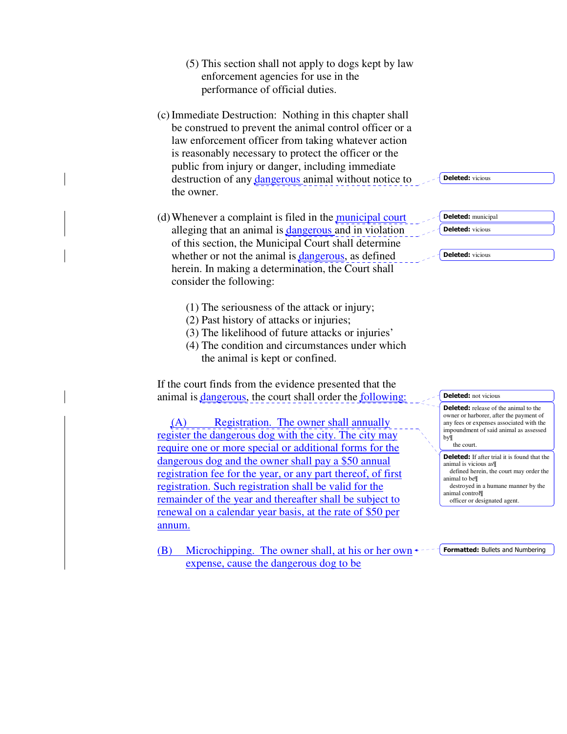(5) This section shall not apply to dogs kept by law enforcement agencies for use in the performance of official duties.

(c) Immediate Destruction: Nothing in this chapter shall be construed to prevent the animal control officer or a law enforcement officer from taking whatever action is reasonably necessary to protect the officer or the public from injury or danger, including immediate destruction of any dangerous animal without notice to the owner.

Deleted: vicious

(d) Whenever a complaint is filed in the municipal court alleging that an animal is dangerous and in violation of this section, the Municipal Court shall determine whether or not the animal is dangerous, as defined herein. In making a determination, the Court shall consider the following:

Deleted: municipal

Deleted: vicious

Deleted: vicious

(1) The seriousness of the attack or injury;
(2) Past history of attacks or injuries;
(3) The likelihood of future attacks or injuries'
(4) The condition and circumstances under which the animal is kept or confined.

If the court finds from the evidence presented that the animal is dangerous, the court shall order the following:

Deleted: not vicious

Deleted: release of the animal to the owner or harborer, after the payment of any fees or expenses associated with the impoundment of said animal as assessed by the court.

Deleted: If after trial it is found that the animal is vicious as defined herein, the court may order the animal to be destroyed in a humane manner by the animal control officer or designated agent.

(A) Registration. The owner shall annually register the dangerous dog with the city. The city may require one or more special or additional forms for the dangerous dog and the owner shall pay a $50 annual registration fee for the year, or any part thereof, of first registration. Such registration shall be valid for the remainder of the year and thereafter shall be subject to renewal on a calendar year basis, at the rate of $50 per annum.

(B) Microchipping. The owner shall, at his or her own expense, cause the dangerous dog to be

Formatted: Bullets and Numbering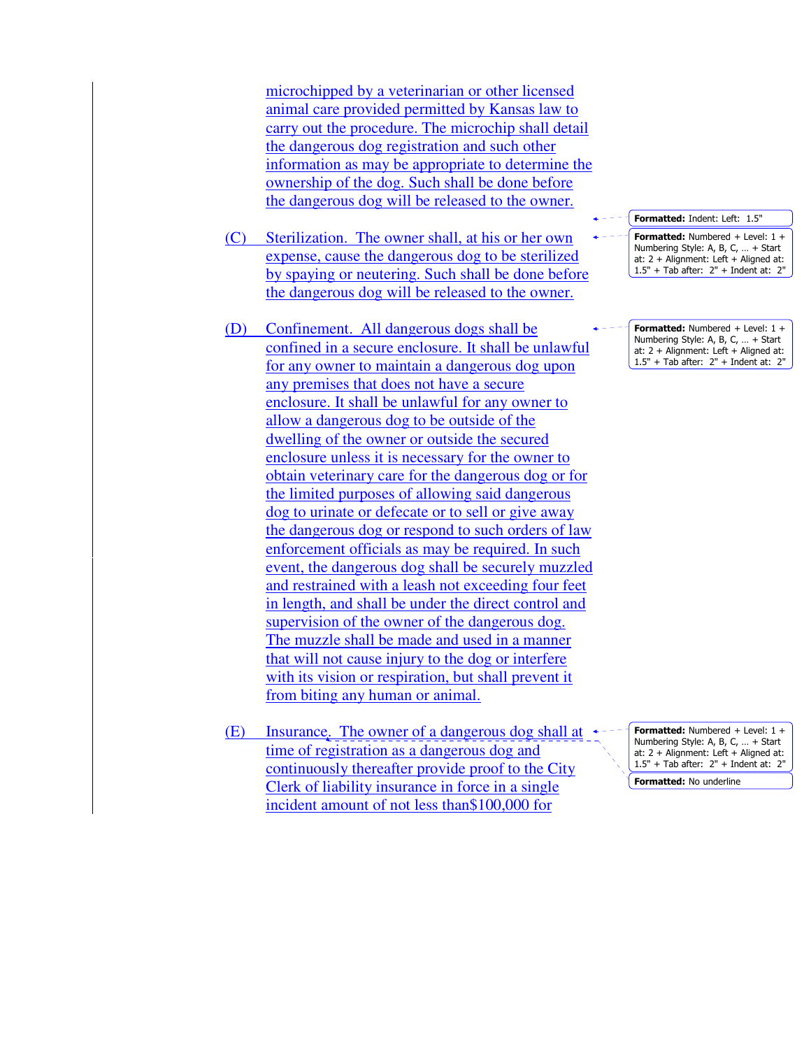microchipped by a veterinarian or other licensed animal care provided permitted by Kansas law to carry out the procedure. The microchip shall detail the dangerous dog registration and such other information as may be appropriate to determine the ownership of the dog. Such shall be done before the dangerous dog will be released to the owner.

(C) Sterilization. The owner shall, at his or her own expense, cause the dangerous dog to be sterilized by spaying or neutering. Such shall be done before the dangerous dog will be released to the owner.

(D) Confinement. All dangerous dogs shall be confined in a secure enclosure. It shall be unlawful for any owner to maintain a dangerous dog upon any premises that does not have a secure enclosure. It shall be unlawful for any owner to allow a dangerous dog to be outside of the dwelling of the owner or outside the secured enclosure unless it is necessary for the owner to obtain veterinary care for the dangerous dog or for the limited purposes of allowing said dangerous dog to urinate or defecate or to sell or give away the dangerous dog or respond to such orders of law enforcement officials as may be required. In such event, the dangerous dog shall be securely muzzled and restrained with a leash not exceeding four feet in length, and shall be under the direct control and supervision of the owner of the dangerous dog. The muzzle shall be made and used in a manner that will not cause injury to the dog or interfere with its vision or respiration, but shall prevent it from biting any human or animal.

(E) Insurance. The owner of a dangerous dog shall at time of registration as a dangerous dog and continuously thereafter provide proof to the City Clerk of liability insurance in force in a single incident amount of not less than$100,000 for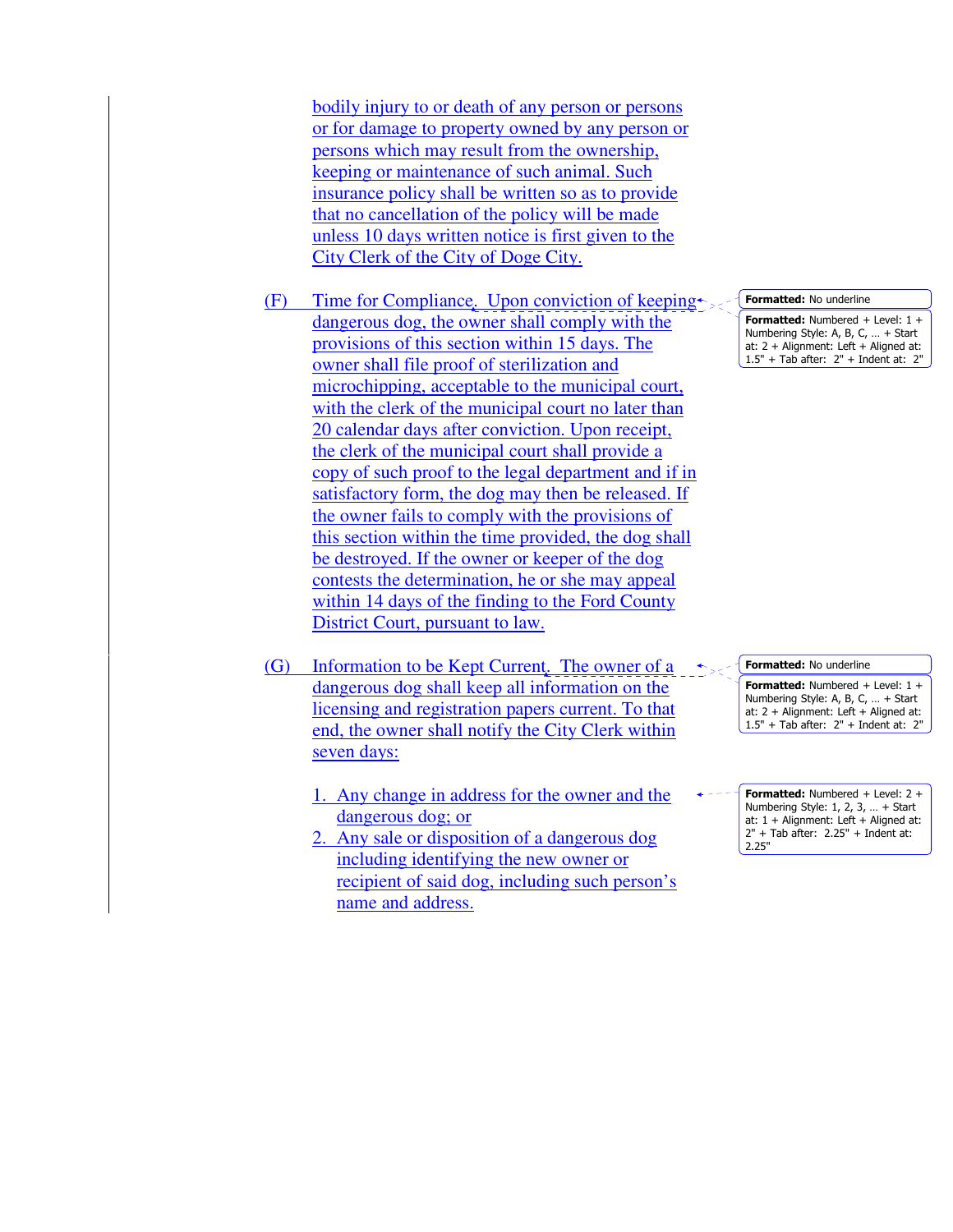bodily injury to or death of any person or persons or for damage to property owned by any person or persons which may result from the ownership, keeping or maintenance of such animal. Such insurance policy shall be written so as to provide that no cancellation of the policy will be made unless 10 days written notice is first given to the City Clerk of the City of Doge City.

(F) Time for Compliance. Upon conviction of keeping dangerous dog, the owner shall comply with the provisions of this section within 15 days. The owner shall file proof of sterilization and microchipping, acceptable to the municipal court, with the clerk of the municipal court no later than 20 calendar days after conviction. Upon receipt, the clerk of the municipal court shall provide a copy of such proof to the legal department and if in satisfactory form, the dog may then be released. If the owner fails to comply with the provisions of this section within the time provided, the dog shall be destroyed. If the owner or keeper of the dog contests the determination, he or she may appeal within 14 days of the finding to the Ford County District Court, pursuant to law.

(G) Information to be Kept Current. The owner of a dangerous dog shall keep all information on the licensing and registration papers current. To that end, the owner shall notify the City Clerk within seven days:

1. Any change in address for the owner and the dangerous dog; or
2. Any sale or disposition of a dangerous dog including identifying the new owner or recipient of said dog, including such person's name and address.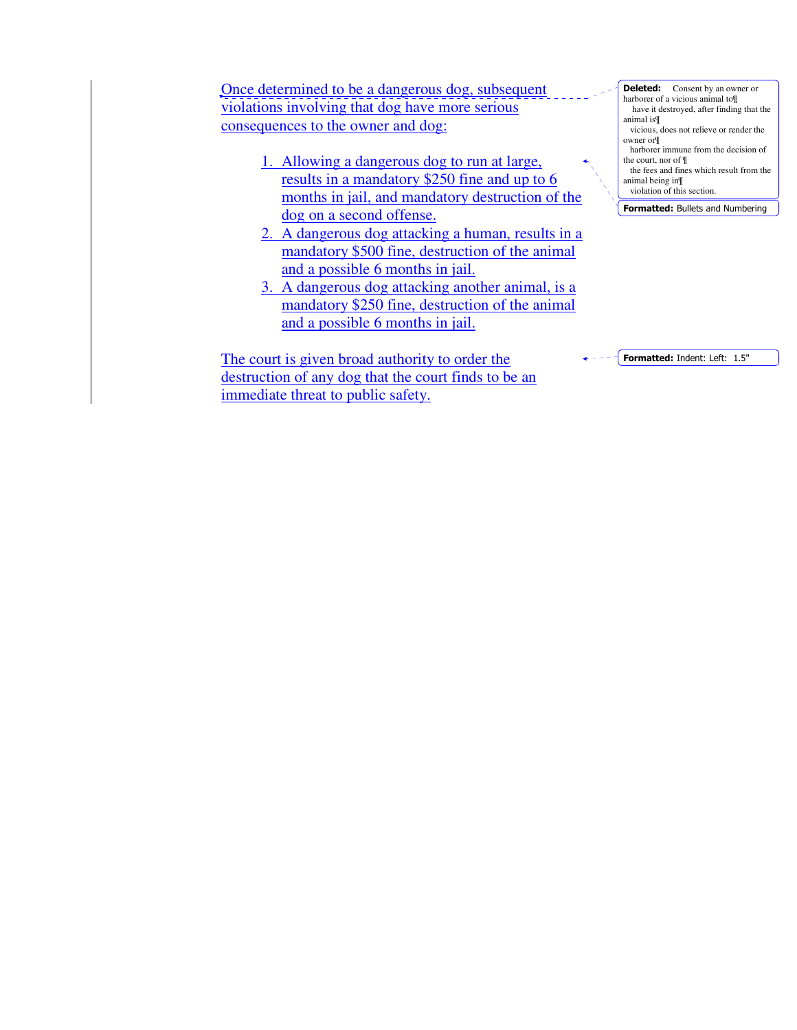Once determined to be a dangerous dog, subsequent violations involving that dog have more serious consequences to the owner and dog:

1. Allowing a dangerous dog to run at large, results in a mandatory $250 fine and up to 6 months in jail, and mandatory destruction of the dog on a second offense.
2. A dangerous dog attacking a human, results in a mandatory $500 fine, destruction of the animal and a possible 6 months in jail.
3. A dangerous dog attacking another animal, is a mandatory $250 fine, destruction of the animal and a possible 6 months in jail.

The court is given broad authority to order the destruction of any dog that the court finds to be an immediate threat to public safety.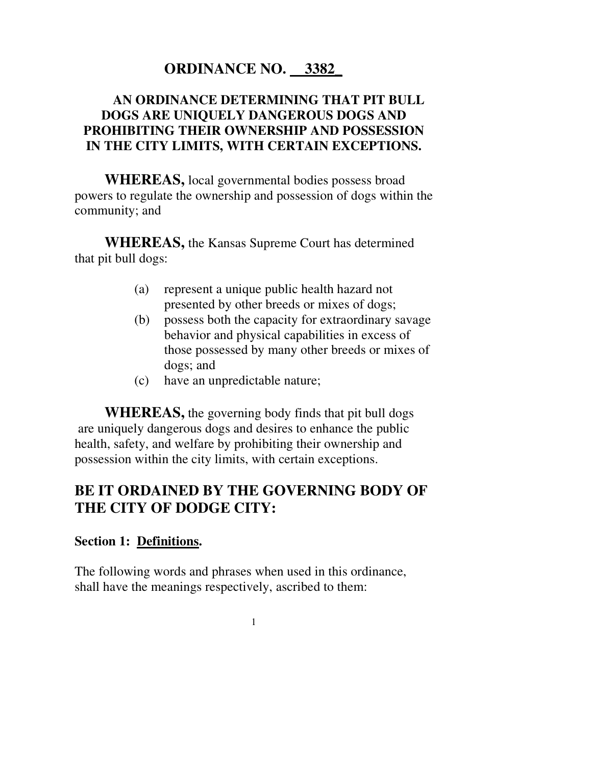# ORDINANCE NO. 3382

**AN ORDINANCE DETERMINING THAT PIT BULL DOGS ARE UNIQUELY DANGEROUS DOGS AND PROHIBITING THEIR OWNERSHIP AND POSSESSION IN THE CITY LIMITS, WITH CERTAIN EXCEPTIONS.**

**WHEREAS,** local governmental bodies possess broad powers to regulate the ownership and possession of dogs within the community; and

**WHEREAS,** the Kansas Supreme Court has determined that pit bull dogs:

(a) represent a unique public health hazard not presented by other breeds or mixes of dogs;
(b) possess both the capacity for extraordinary savage behavior and physical capabilities in excess of those possessed by many other breeds or mixes of dogs; and
(c) have an unpredictable nature;

**WHEREAS,** the governing body finds that pit bull dogs are uniquely dangerous dogs and desires to enhance the public health, safety, and welfare by prohibiting their ownership and possession within the city limits, with certain exceptions.

## BE IT ORDAINED BY THE GOVERNING BODY OF THE CITY OF DODGE CITY:

**Section 1: Definitions.**

The following words and phrases when used in this ordinance, shall have the meanings respectively, ascribed to them: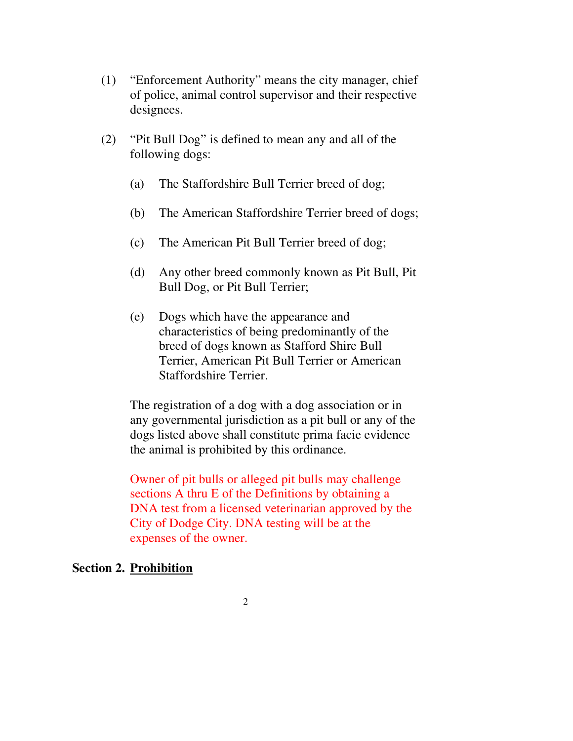(1) "Enforcement Authority" means the city manager, chief of police, animal control supervisor and their respective designees.

(2) "Pit Bull Dog" is defined to mean any and all of the following dogs:

   (a) The Staffordshire Bull Terrier breed of dog;

   (b) The American Staffordshire Terrier breed of dogs;

   (c) The American Pit Bull Terrier breed of dog;

   (d) Any other breed commonly known as Pit Bull, Pit Bull Dog, or Pit Bull Terrier;

   (e) Dogs which have the appearance and characteristics of being predominantly of the breed of dogs known as Stafford Shire Bull Terrier, American Pit Bull Terrier or American Staffordshire Terrier.

The registration of a dog with a dog association or in any governmental jurisdiction as a pit bull or any of the dogs listed above shall constitute prima facie evidence the animal is prohibited by this ordinance.

Owner of pit bulls or alleged pit bulls may challenge sections A thru E of the Definitions by obtaining a DNA test from a licensed veterinarian approved by the City of Dodge City. DNA testing will be at the expenses of the owner.

**Section 2. <u>Prohibition</u>**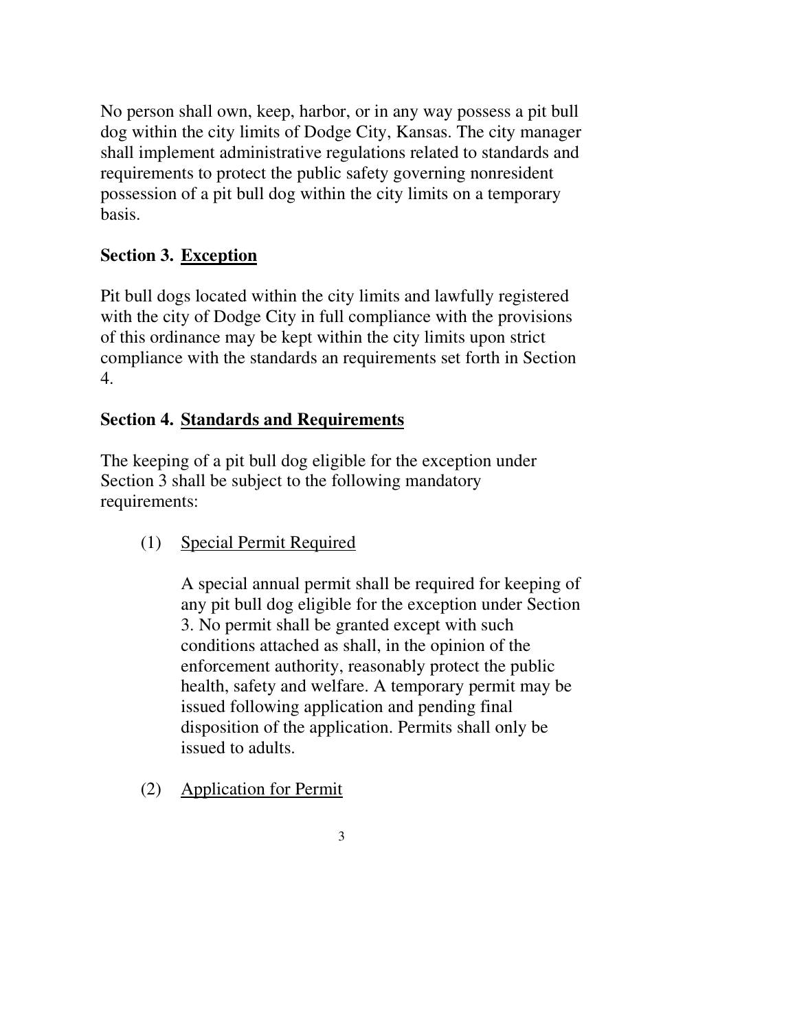No person shall own, keep, harbor, or in any way possess a pit bull dog within the city limits of Dodge City, Kansas. The city manager shall implement administrative regulations related to standards and requirements to protect the public safety governing nonresident possession of a pit bull dog within the city limits on a temporary basis.

**Section 3. <u>Exception</u>**

Pit bull dogs located within the city limits and lawfully registered with the city of Dodge City in full compliance with the provisions of this ordinance may be kept within the city limits upon strict compliance with the standards an requirements set forth in Section 4.

**Section 4. <u>Standards and Requirements</u>**

The keeping of a pit bull dog eligible for the exception under Section 3 shall be subject to the following mandatory requirements:

(1) <u>Special Permit Required</u>

A special annual permit shall be required for keeping of any pit bull dog eligible for the exception under Section 3. No permit shall be granted except with such conditions attached as shall, in the opinion of the enforcement authority, reasonably protect the public health, safety and welfare. A temporary permit may be issued following application and pending final disposition of the application. Permits shall only be issued to adults.

(2) <u>Application for Permit</u>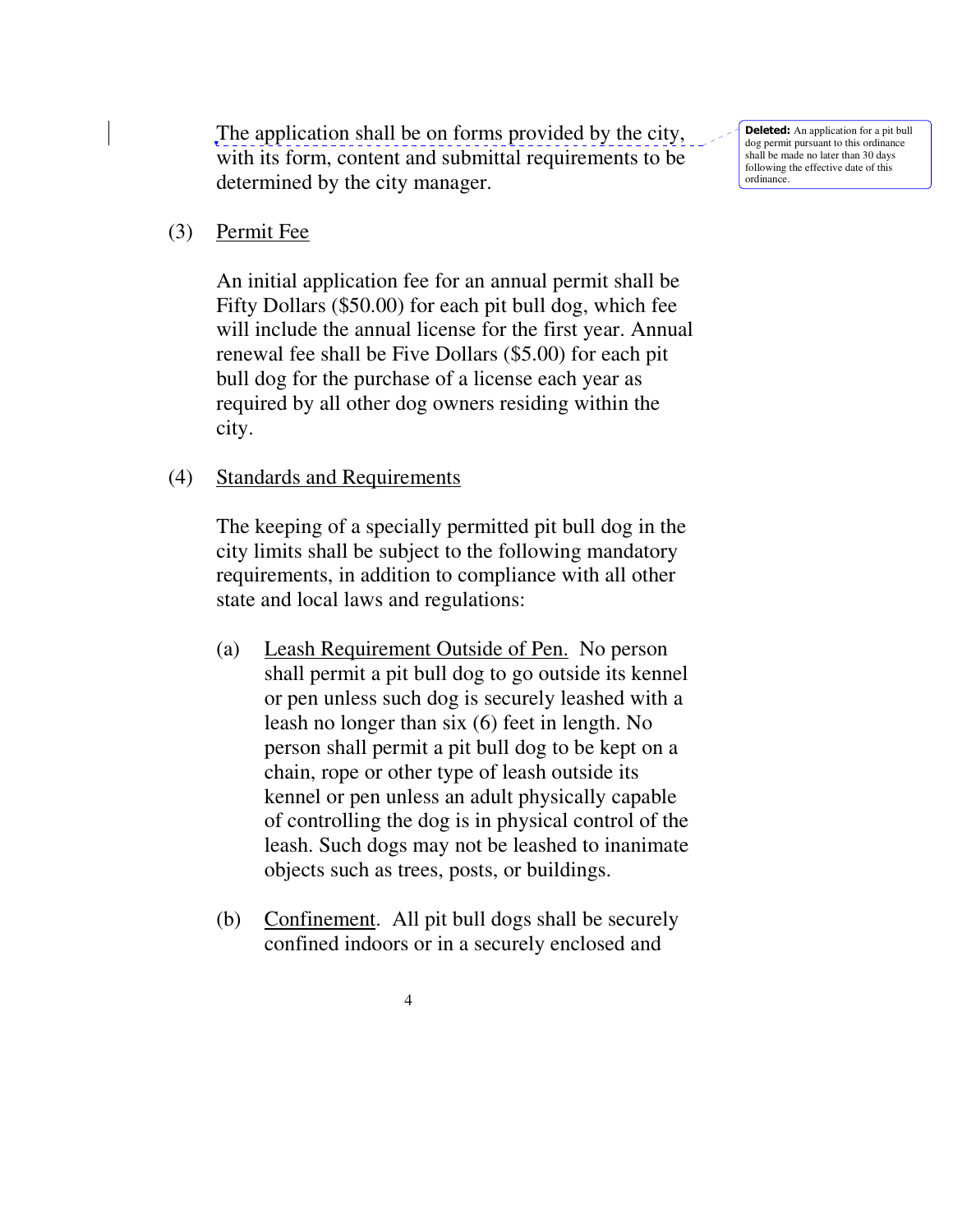The application shall be on forms provided by the city, with its form, content and submittal requirements to be determined by the city manager.

**Deleted:** An application for a pit bull dog permit pursuant to this ordinance shall be made no later than 30 days following the effective date of this ordinance.

(3) Permit Fee

An initial application fee for an annual permit shall be Fifty Dollars ($50.00) for each pit bull dog, which fee will include the annual license for the first year. Annual renewal fee shall be Five Dollars ($5.00) for each pit bull dog for the purchase of a license each year as required by all other dog owners residing within the city.

(4) Standards and Requirements

The keeping of a specially permitted pit bull dog in the city limits shall be subject to the following mandatory requirements, in addition to compliance with all other state and local laws and regulations:

(a) Leash Requirement Outside of Pen. No person shall permit a pit bull dog to go outside its kennel or pen unless such dog is securely leashed with a leash no longer than six (6) feet in length. No person shall permit a pit bull dog to be kept on a chain, rope or other type of leash outside its kennel or pen unless an adult physically capable of controlling the dog is in physical control of the leash. Such dogs may not be leashed to inanimate objects such as trees, posts, or buildings.

(b) Confinement. All pit bull dogs shall be securely confined indoors or in a securely enclosed and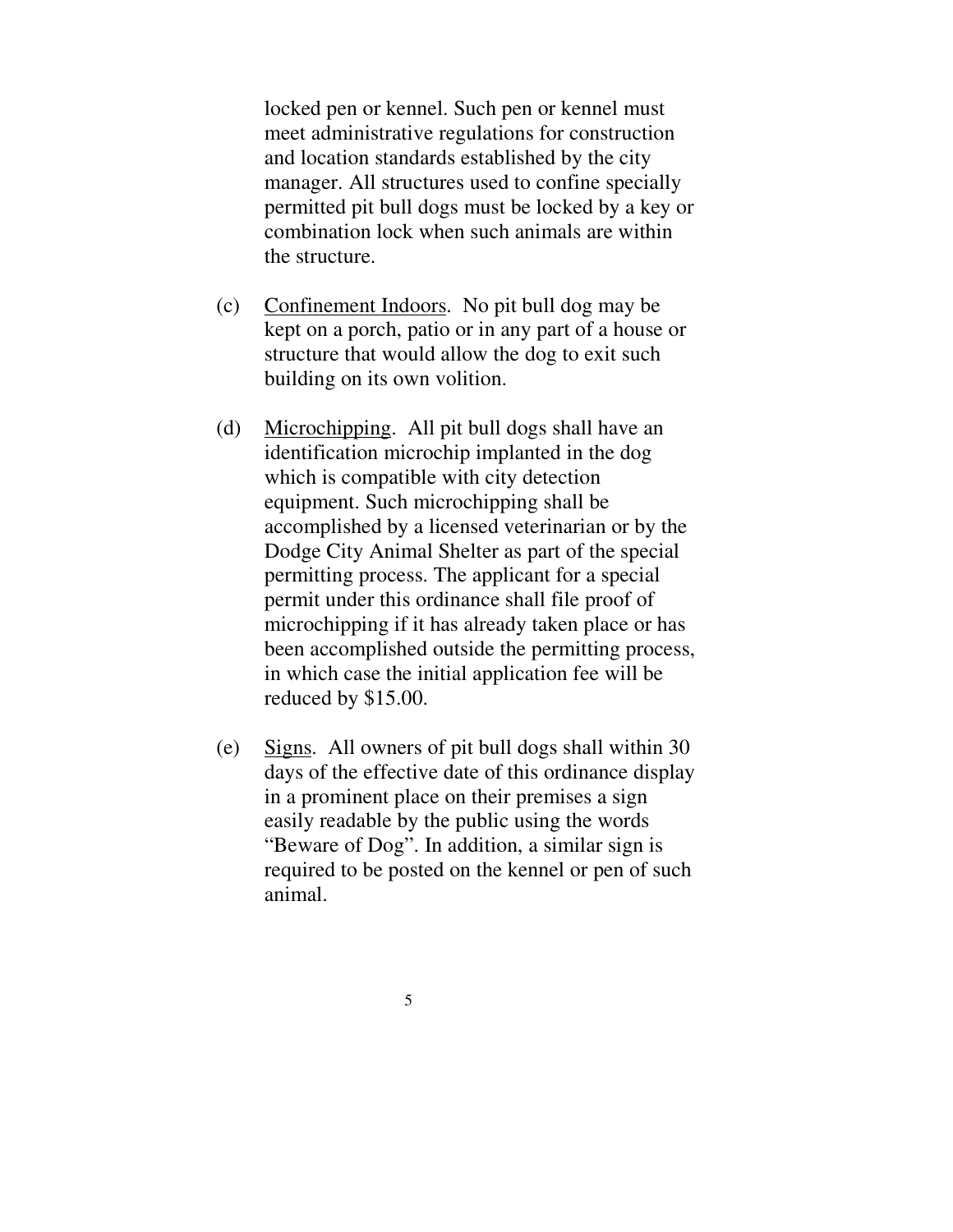locked pen or kennel. Such pen or kennel must meet administrative regulations for construction and location standards established by the city manager. All structures used to confine specially permitted pit bull dogs must be locked by a key or combination lock when such animals are within the structure.

(c) Confinement Indoors. No pit bull dog may be kept on a porch, patio or in any part of a house or structure that would allow the dog to exit such building on its own volition.

(d) Microchipping. All pit bull dogs shall have an identification microchip implanted in the dog which is compatible with city detection equipment. Such microchipping shall be accomplished by a licensed veterinarian or by the Dodge City Animal Shelter as part of the special permitting process. The applicant for a special permit under this ordinance shall file proof of microchipping if it has already taken place or has been accomplished outside the permitting process, in which case the initial application fee will be reduced by $15.00.

(e) Signs. All owners of pit bull dogs shall within 30 days of the effective date of this ordinance display in a prominent place on their premises a sign easily readable by the public using the words "Beware of Dog". In addition, a similar sign is required to be posted on the kennel or pen of such animal.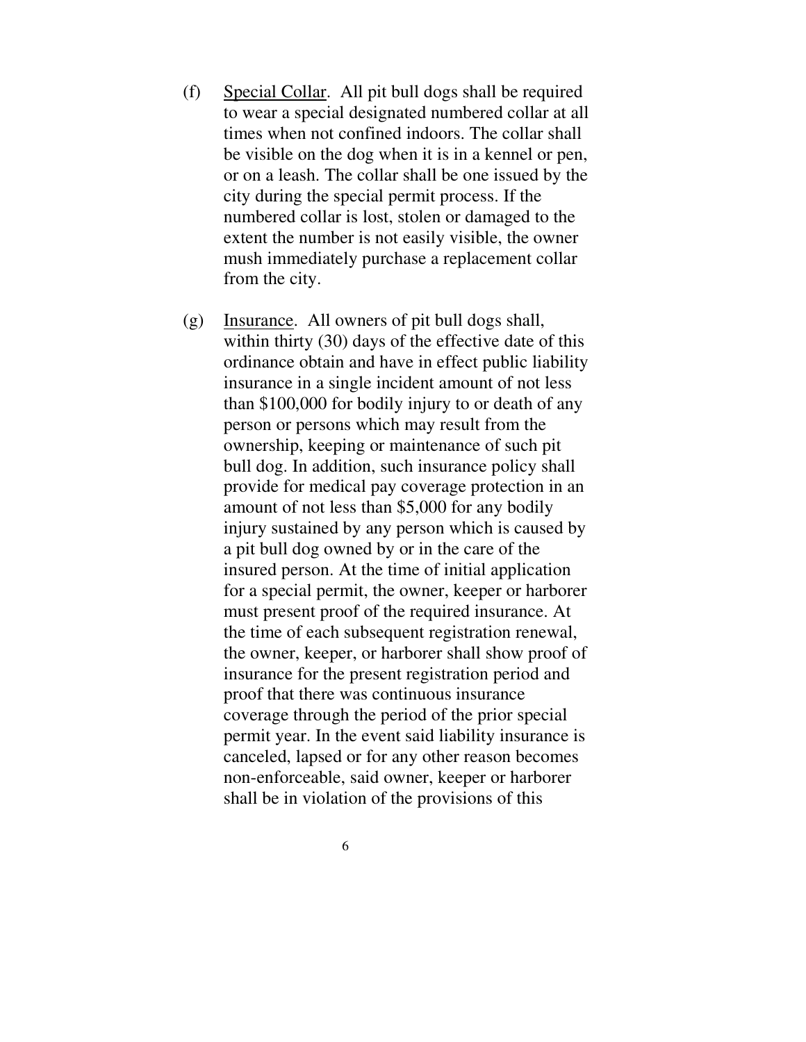(f) Special Collar. All pit bull dogs shall be required to wear a special designated numbered collar at all times when not confined indoors. The collar shall be visible on the dog when it is in a kennel or pen, or on a leash. The collar shall be one issued by the city during the special permit process. If the numbered collar is lost, stolen or damaged to the extent the number is not easily visible, the owner mush immediately purchase a replacement collar from the city.

(g) Insurance. All owners of pit bull dogs shall, within thirty (30) days of the effective date of this ordinance obtain and have in effect public liability insurance in a single incident amount of not less than $100,000 for bodily injury to or death of any person or persons which may result from the ownership, keeping or maintenance of such pit bull dog. In addition, such insurance policy shall provide for medical pay coverage protection in an amount of not less than $5,000 for any bodily injury sustained by any person which is caused by a pit bull dog owned by or in the care of the insured person. At the time of initial application for a special permit, the owner, keeper or harborer must present proof of the required insurance. At the time of each subsequent registration renewal, the owner, keeper, or harborer shall show proof of insurance for the present registration period and proof that there was continuous insurance coverage through the period of the prior special permit year. In the event said liability insurance is canceled, lapsed or for any other reason becomes non-enforceable, said owner, keeper or harborer shall be in violation of the provisions of this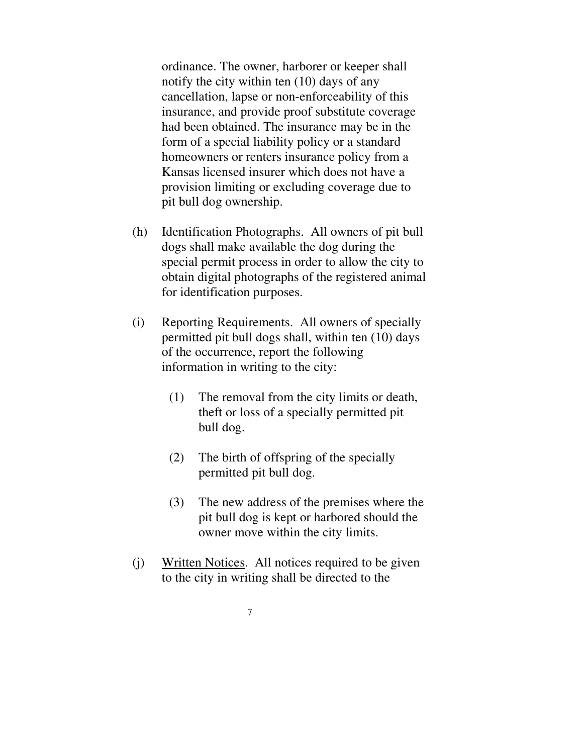ordinance. The owner, harborer or keeper shall notify the city within ten (10) days of any cancellation, lapse or non-enforceability of this insurance, and provide proof substitute coverage had been obtained. The insurance may be in the form of a special liability policy or a standard homeowners or renters insurance policy from a Kansas licensed insurer which does not have a provision limiting or excluding coverage due to pit bull dog ownership.

(h) Identification Photographs. All owners of pit bull dogs shall make available the dog during the special permit process in order to allow the city to obtain digital photographs of the registered animal for identification purposes.

(i) Reporting Requirements. All owners of specially permitted pit bull dogs shall, within ten (10) days of the occurrence, report the following information in writing to the city:

(1) The removal from the city limits or death, theft or loss of a specially permitted pit bull dog.

(2) The birth of offspring of the specially permitted pit bull dog.

(3) The new address of the premises where the pit bull dog is kept or harbored should the owner move within the city limits.

(j) Written Notices. All notices required to be given to the city in writing shall be directed to the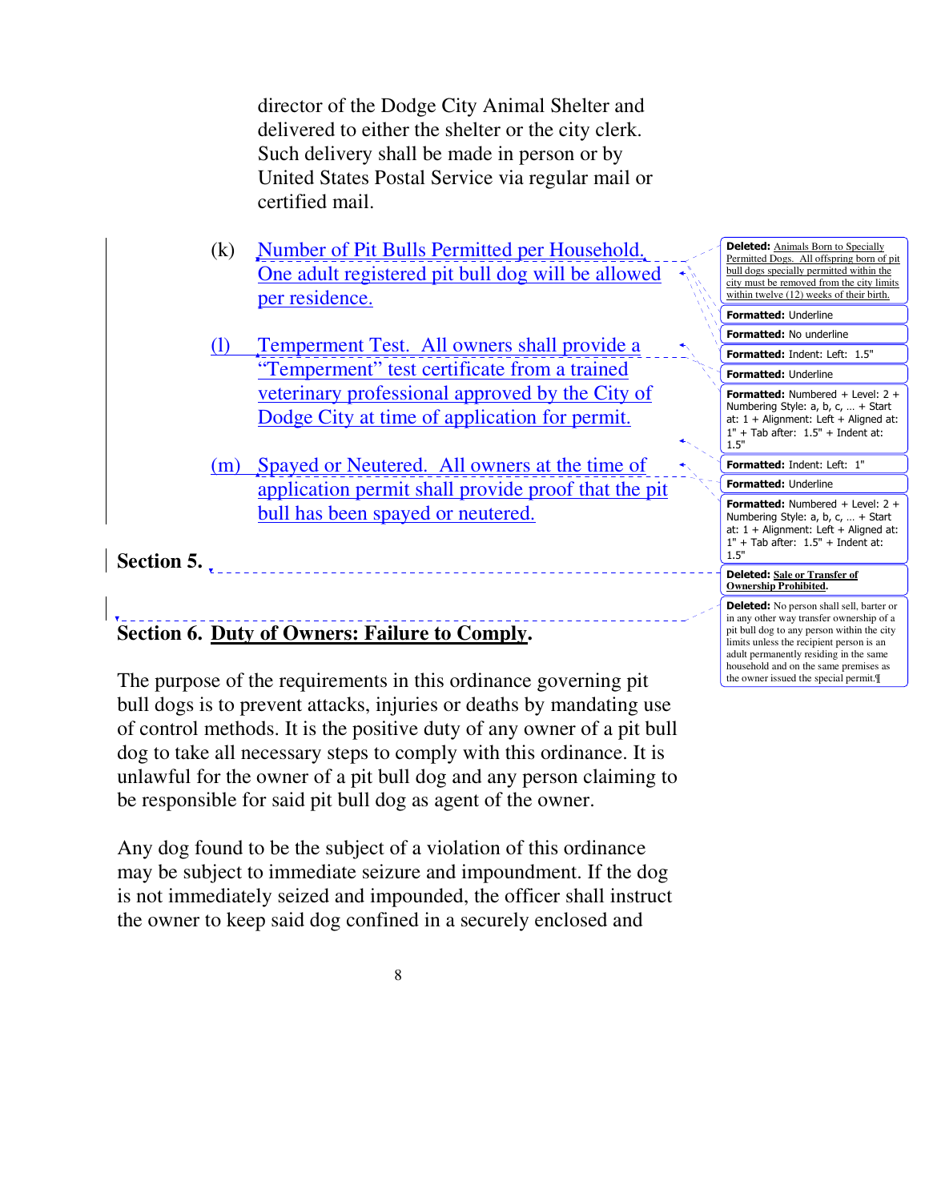director of the Dodge City Animal Shelter and delivered to either the shelter or the city clerk. Such delivery shall be made in person or by United States Postal Service via regular mail or certified mail.

(k) Number of Pit Bulls Permitted per Household. One adult registered pit bull dog will be allowed per residence.

(l) Temperment Test. All owners shall provide a "Temperment" test certificate from a trained veterinary professional approved by the City of Dodge City at time of application for permit.

(m) Spayed or Neutered. All owners at the time of application permit shall provide proof that the pit bull has been spayed or neutered.

**Section 5.**

**Section 6. Duty of Owners: Failure to Comply.**

The purpose of the requirements in this ordinance governing pit bull dogs is to prevent attacks, injuries or deaths by mandating use of control methods. It is the positive duty of any owner of a pit bull dog to take all necessary steps to comply with this ordinance. It is unlawful for the owner of a pit bull dog and any person claiming to be responsible for said pit bull dog as agent of the owner.

Any dog found to be the subject of a violation of this ordinance may be subject to immediate seizure and impoundment. If the dog is not immediately seized and impounded, the officer shall instruct the owner to keep said dog confined in a securely enclosed and

**Deleted:** Animals Born to Specially Permitted Dogs. All offspring born of pit bull dogs specially permitted within the city must be removed from the city limits within twelve (12) weeks of their birth.

**Formatted:** Underline

**Formatted:** No underline

**Formatted:** Indent: Left: 1.5"

**Formatted:** Underline

**Formatted:** Numbered + Level: 2 + Numbering Style: a, b, c, … + Start at: 1 + Alignment: Left + Aligned at: 1" + Tab after: 1.5" + Indent at: 1.5"

**Formatted:** Indent: Left: 1"

**Formatted:** Underline

**Formatted:** Numbered + Level: 2 + Numbering Style: a, b, c, … + Start at: 1 + Alignment: Left + Aligned at: 1" + Tab after: 1.5" + Indent at: 1.5"

**Deleted:** Sale or Transfer of Ownership Prohibited.

**Deleted:** No person shall sell, barter or in any other way transfer ownership of a pit bull dog to any person within the city limits unless the recipient person is an adult permanently residing in the same household and on the same premises as the owner issued the special permit.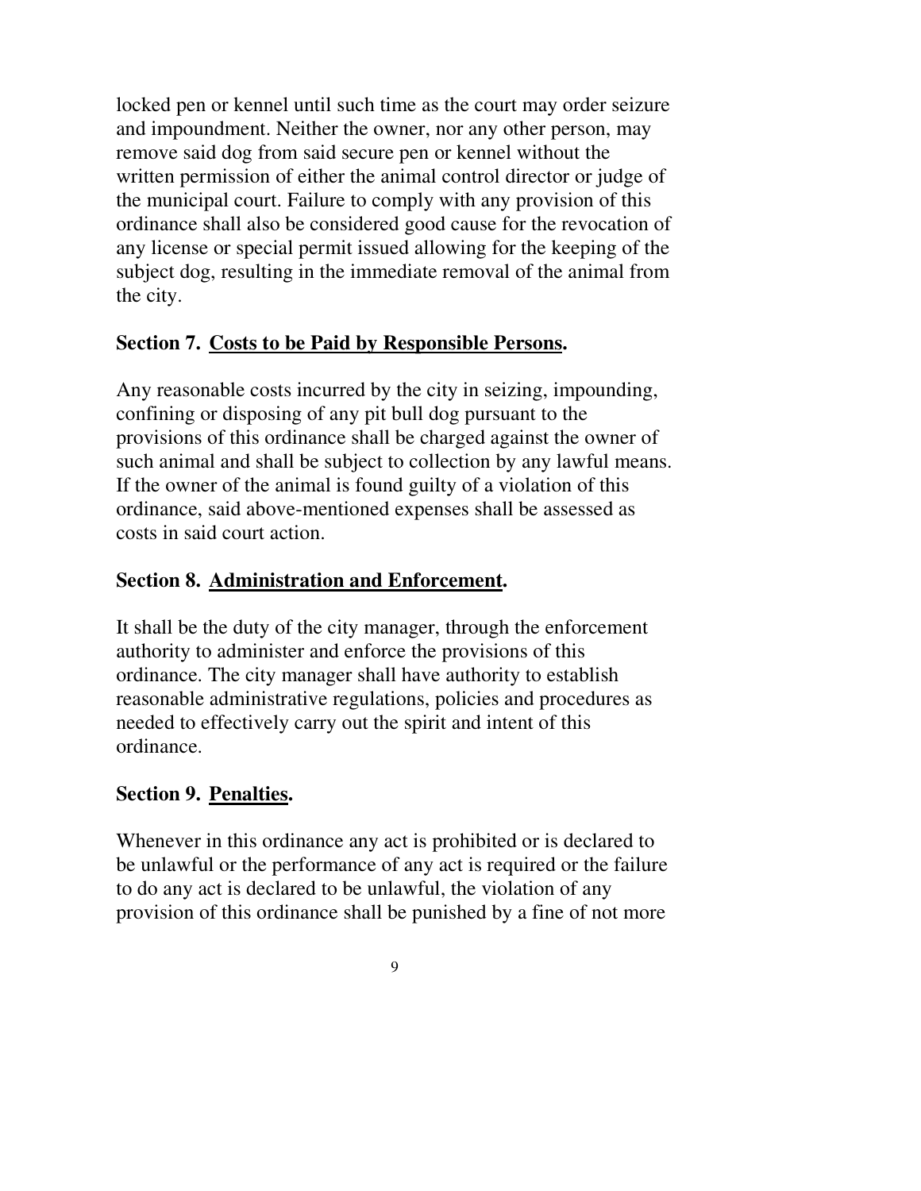locked pen or kennel until such time as the court may order seizure and impoundment. Neither the owner, nor any other person, may remove said dog from said secure pen or kennel without the written permission of either the animal control director or judge of the municipal court. Failure to comply with any provision of this ordinance shall also be considered good cause for the revocation of any license or special permit issued allowing for the keeping of the subject dog, resulting in the immediate removal of the animal from the city.

**Section 7. Costs to be Paid by Responsible Persons.**

Any reasonable costs incurred by the city in seizing, impounding, confining or disposing of any pit bull dog pursuant to the provisions of this ordinance shall be charged against the owner of such animal and shall be subject to collection by any lawful means. If the owner of the animal is found guilty of a violation of this ordinance, said above-mentioned expenses shall be assessed as costs in said court action.

**Section 8. Administration and Enforcement.**

It shall be the duty of the city manager, through the enforcement authority to administer and enforce the provisions of this ordinance. The city manager shall have authority to establish reasonable administrative regulations, policies and procedures as needed to effectively carry out the spirit and intent of this ordinance.

**Section 9. Penalties.**

Whenever in this ordinance any act is prohibited or is declared to be unlawful or the performance of any act is required or the failure to do any act is declared to be unlawful, the violation of any provision of this ordinance shall be punished by a fine of not more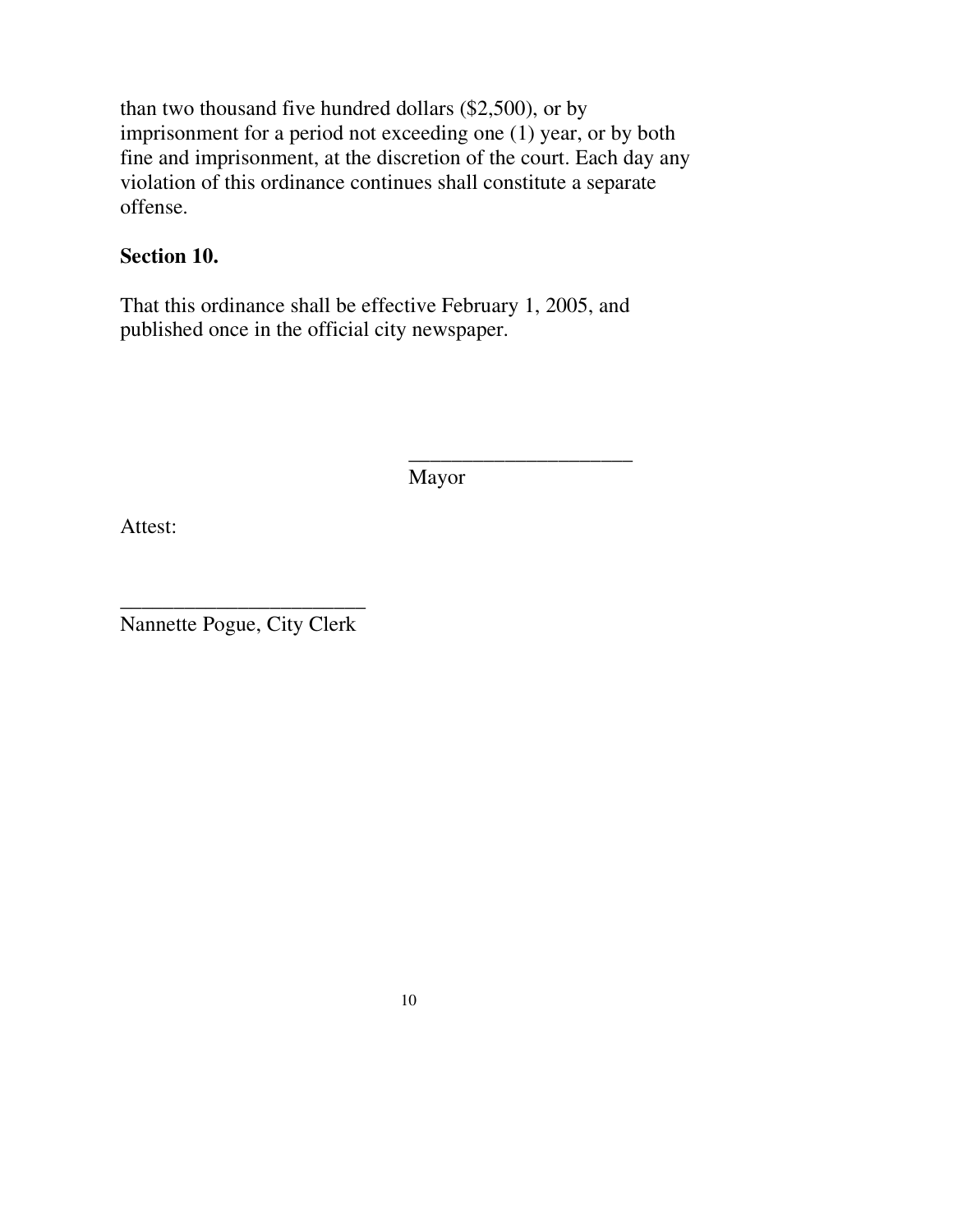than two thousand five hundred dollars ($2,500), or by imprisonment for a period not exceeding one (1) year, or by both fine and imprisonment, at the discretion of the court. Each day any violation of this ordinance continues shall constitute a separate offense.

**Section 10.**

That this ordinance shall be effective February 1, 2005, and published once in the official city newspaper.

_____________________
Mayor

Attest:

_______________________
Nannette Pogue, City Clerk